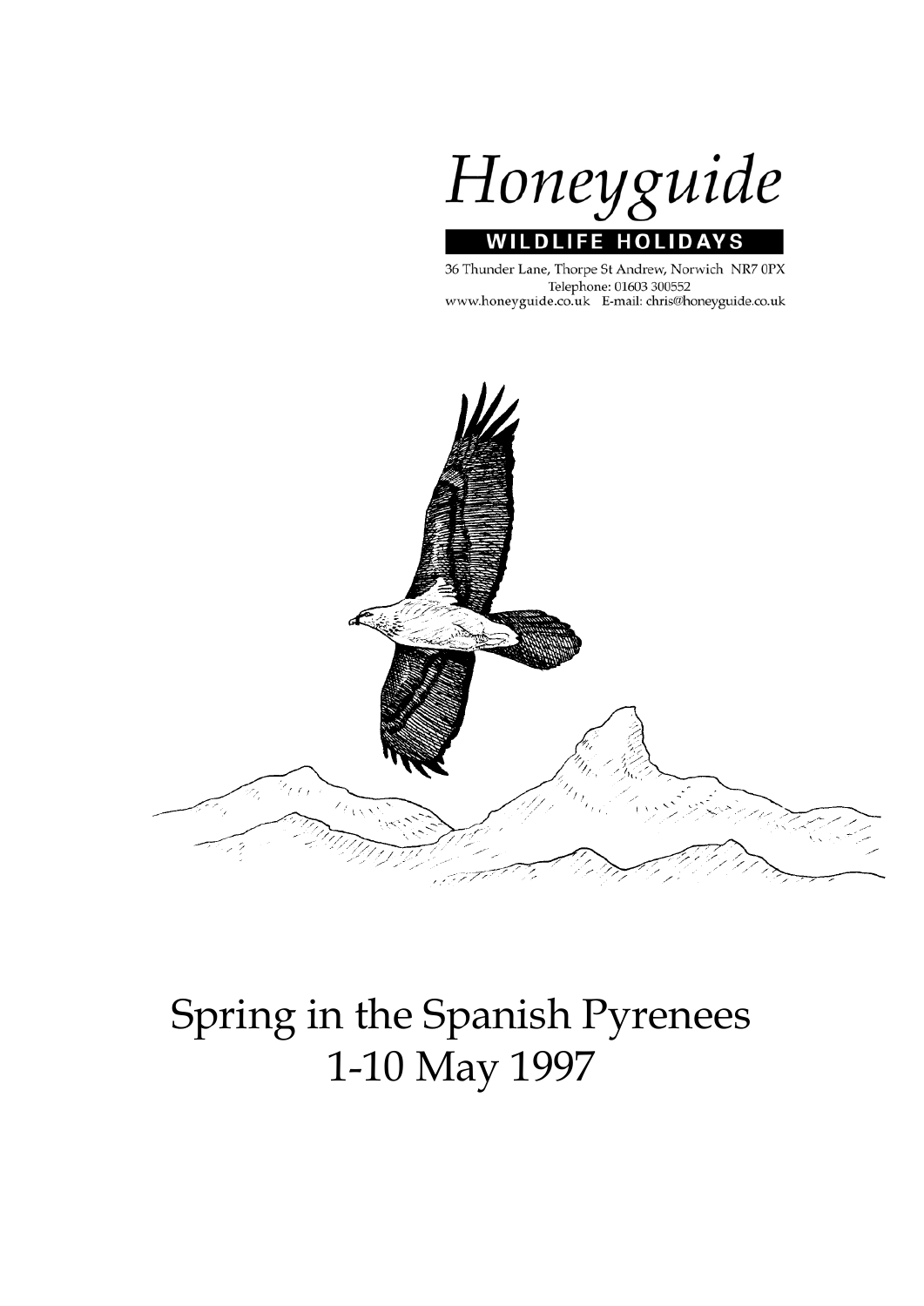# Honeyguide

**WILDLIFE HOLIDAYS**

36 Thunder Lane, Thorpe St Andrew, Norwich NR7 0PX
Telephone: 01603 300552
www.honeyguide.co.uk E-mail: chris@honeyguide.co.uk

# Spring in the Spanish Pyrenees
# 1-10 May 1997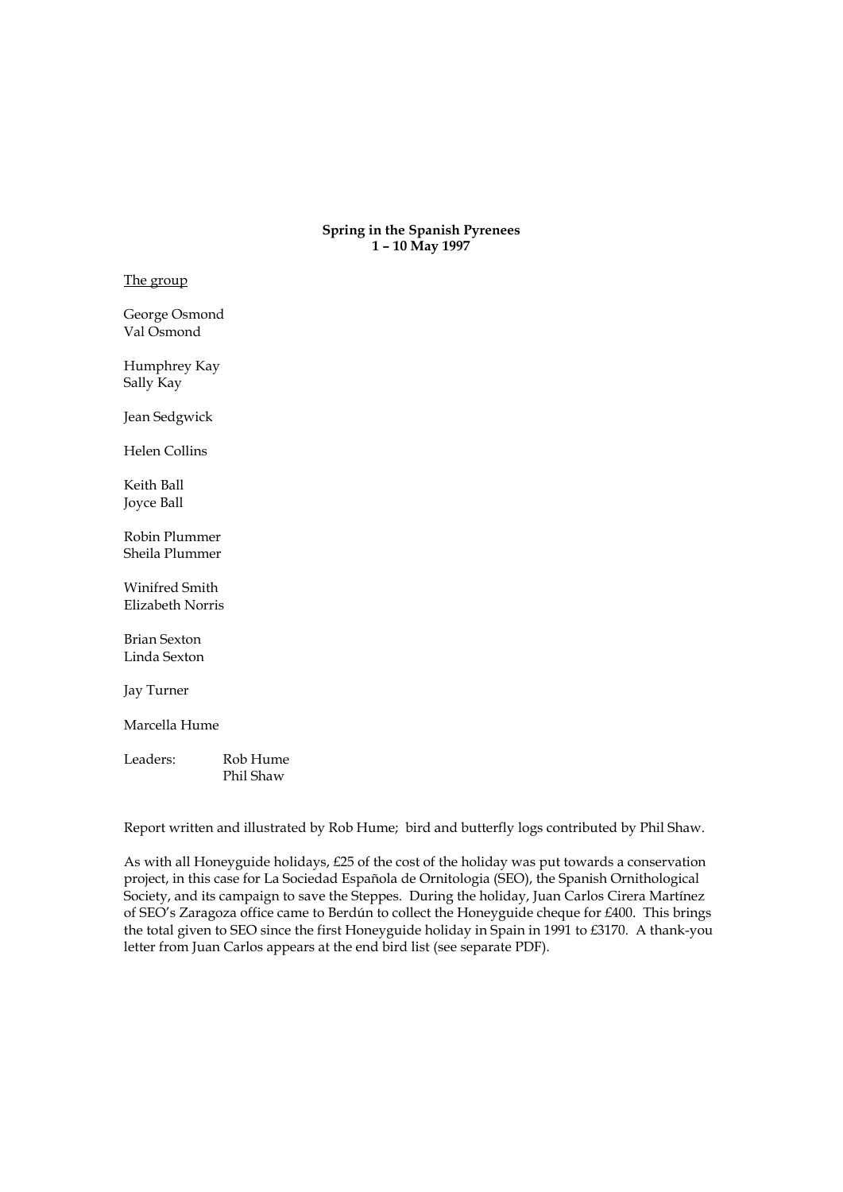**Spring in the Spanish Pyrenees**
**1 – 10 May 1997**

The group

George Osmond
Val Osmond

Humphrey Kay
Sally Kay

Jean Sedgwick

Helen Collins

Keith Ball
Joyce Ball

Robin Plummer
Sheila Plummer

Winifred Smith
Elizabeth Norris

Brian Sexton
Linda Sexton

Jay Turner

Marcella Hume

Leaders: Rob Hume
Phil Shaw

Report written and illustrated by Rob Hume; bird and butterfly logs contributed by Phil Shaw.

As with all Honeyguide holidays, £25 of the cost of the holiday was put towards a conservation project, in this case for La Sociedad Española de Ornitologia (SEO), the Spanish Ornithological Society, and its campaign to save the Steppes. During the holiday, Juan Carlos Cirera Martínez of SEO's Zaragoza office came to Berdún to collect the Honeyguide cheque for £400. This brings the total given to SEO since the first Honeyguide holiday in Spain in 1991 to £3170. A thank-you letter from Juan Carlos appears at the end bird list (see separate PDF).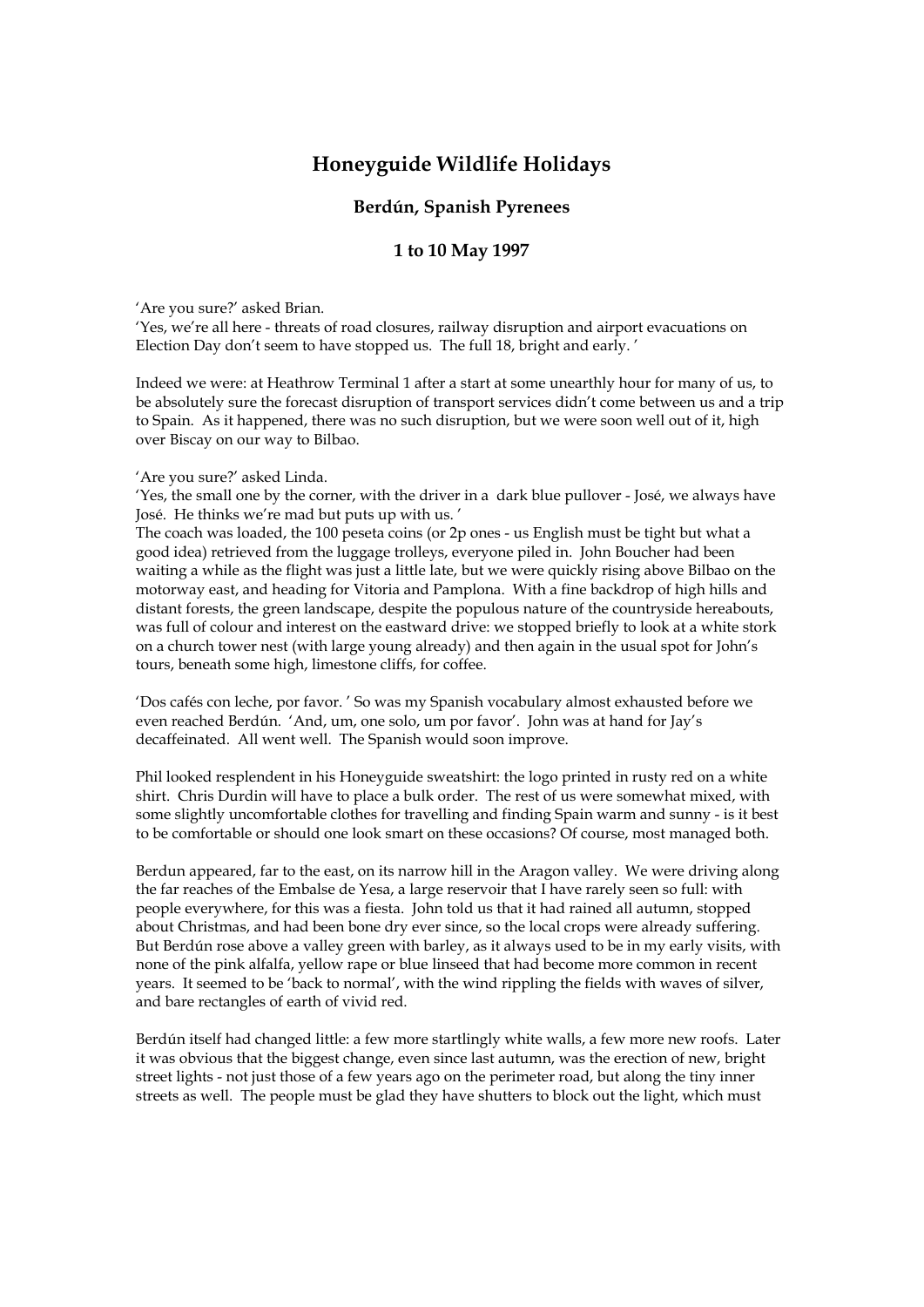# Honeyguide Wildlife Holidays

### Berdún, Spanish Pyrenees

### 1 to 10 May 1997

'Are you sure?' asked Brian.
'Yes, we're all here - threats of road closures, railway disruption and airport evacuations on Election Day don't seem to have stopped us. The full 18, bright and early. '

Indeed we were: at Heathrow Terminal 1 after a start at some unearthly hour for many of us, to be absolutely sure the forecast disruption of transport services didn't come between us and a trip to Spain. As it happened, there was no such disruption, but we were soon well out of it, high over Biscay on our way to Bilbao.

'Are you sure?' asked Linda.
'Yes, the small one by the corner, with the driver in a dark blue pullover - José, we always have José. He thinks we're mad but puts up with us. '
The coach was loaded, the 100 peseta coins (or 2p ones - us English must be tight but what a good idea) retrieved from the luggage trolleys, everyone piled in. John Boucher had been waiting a while as the flight was just a little late, but we were quickly rising above Bilbao on the motorway east, and heading for Vitoria and Pamplona. With a fine backdrop of high hills and distant forests, the green landscape, despite the populous nature of the countryside hereabouts, was full of colour and interest on the eastward drive: we stopped briefly to look at a white stork on a church tower nest (with large young already) and then again in the usual spot for John's tours, beneath some high, limestone cliffs, for coffee.

'Dos cafés con leche, por favor. ' So was my Spanish vocabulary almost exhausted before we even reached Berdún. 'And, um, one solo, um por favor'. John was at hand for Jay's decaffeinated. All went well. The Spanish would soon improve.

Phil looked resplendent in his Honeyguide sweatshirt: the logo printed in rusty red on a white shirt. Chris Durdin will have to place a bulk order. The rest of us were somewhat mixed, with some slightly uncomfortable clothes for travelling and finding Spain warm and sunny - is it best to be comfortable or should one look smart on these occasions? Of course, most managed both.

Berdun appeared, far to the east, on its narrow hill in the Aragon valley. We were driving along the far reaches of the Embalse de Yesa, a large reservoir that I have rarely seen so full: with people everywhere, for this was a fiesta. John told us that it had rained all autumn, stopped about Christmas, and had been bone dry ever since, so the local crops were already suffering. But Berdún rose above a valley green with barley, as it always used to be in my early visits, with none of the pink alfalfa, yellow rape or blue linseed that had become more common in recent years. It seemed to be 'back to normal', with the wind rippling the fields with waves of silver, and bare rectangles of earth of vivid red.

Berdún itself had changed little: a few more startlingly white walls, a few more new roofs. Later it was obvious that the biggest change, even since last autumn, was the erection of new, bright street lights - not just those of a few years ago on the perimeter road, but along the tiny inner streets as well. The people must be glad they have shutters to block out the light, which must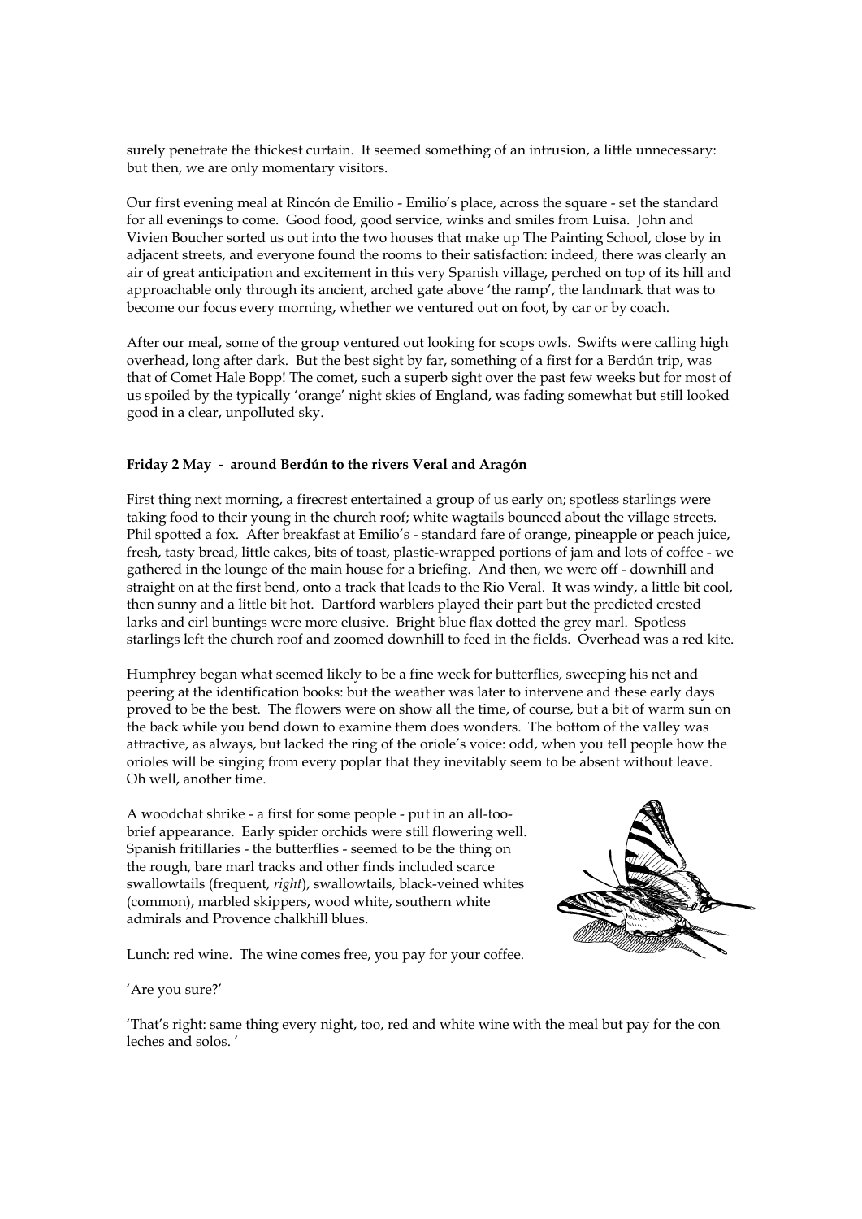surely penetrate the thickest curtain. It seemed something of an intrusion, a little unnecessary: but then, we are only momentary visitors.

Our first evening meal at Rincón de Emilio - Emilio's place, across the square - set the standard for all evenings to come. Good food, good service, winks and smiles from Luisa. John and Vivien Boucher sorted us out into the two houses that make up The Painting School, close by in adjacent streets, and everyone found the rooms to their satisfaction: indeed, there was clearly an air of great anticipation and excitement in this very Spanish village, perched on top of its hill and approachable only through its ancient, arched gate above 'the ramp', the landmark that was to become our focus every morning, whether we ventured out on foot, by car or by coach.

After our meal, some of the group ventured out looking for scops owls. Swifts were calling high overhead, long after dark. But the best sight by far, something of a first for a Berdún trip, was that of Comet Hale Bopp! The comet, such a superb sight over the past few weeks but for most of us spoiled by the typically 'orange' night skies of England, was fading somewhat but still looked good in a clear, unpolluted sky.

**Friday 2 May - around Berdún to the rivers Veral and Aragón**

First thing next morning, a firecrest entertained a group of us early on; spotless starlings were taking food to their young in the church roof; white wagtails bounced about the village streets. Phil spotted a fox. After breakfast at Emilio's - standard fare of orange, pineapple or peach juice, fresh, tasty bread, little cakes, bits of toast, plastic-wrapped portions of jam and lots of coffee - we gathered in the lounge of the main house for a briefing. And then, we were off - downhill and straight on at the first bend, onto a track that leads to the Rio Veral. It was windy, a little bit cool, then sunny and a little bit hot. Dartford warblers played their part but the predicted crested larks and cirl buntings were more elusive. Bright blue flax dotted the grey marl. Spotless starlings left the church roof and zoomed downhill to feed in the fields. Overhead was a red kite.

Humphrey began what seemed likely to be a fine week for butterflies, sweeping his net and peering at the identification books: but the weather was later to intervene and these early days proved to be the best. The flowers were on show all the time, of course, but a bit of warm sun on the back while you bend down to examine them does wonders. The bottom of the valley was attractive, as always, but lacked the ring of the oriole's voice: odd, when you tell people how the orioles will be singing from every poplar that they inevitably seem to be absent without leave. Oh well, another time.

A woodchat shrike - a first for some people - put in an all-too-brief appearance. Early spider orchids were still flowering well. Spanish fritillaries - the butterflies - seemed to be the thing on the rough, bare marl tracks and other finds included scarce swallowtails (frequent, *right*), swallowtails, black-veined whites (common), marbled skippers, wood white, southern white admirals and Provence chalkhill blues.

Lunch: red wine. The wine comes free, you pay for your coffee.

'Are you sure?'

'That's right: same thing every night, too, red and white wine with the meal but pay for the con leches and solos. '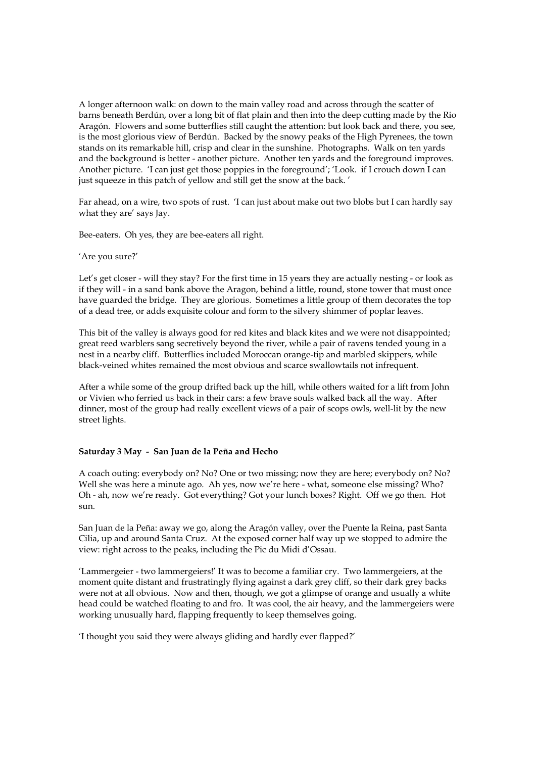A longer afternoon walk: on down to the main valley road and across through the scatter of barns beneath Berdún, over a long bit of flat plain and then into the deep cutting made by the Rio Aragón. Flowers and some butterflies still caught the attention: but look back and there, you see, is the most glorious view of Berdún. Backed by the snowy peaks of the High Pyrenees, the town stands on its remarkable hill, crisp and clear in the sunshine. Photographs. Walk on ten yards and the background is better - another picture. Another ten yards and the foreground improves. Another picture. 'I can just get those poppies in the foreground'; 'Look. if I crouch down I can just squeeze in this patch of yellow and still get the snow at the back. '

Far ahead, on a wire, two spots of rust. 'I can just about make out two blobs but I can hardly say what they are' says Jay.

Bee-eaters. Oh yes, they are bee-eaters all right.

'Are you sure?'

Let's get closer - will they stay? For the first time in 15 years they are actually nesting - or look as if they will - in a sand bank above the Aragon, behind a little, round, stone tower that must once have guarded the bridge. They are glorious. Sometimes a little group of them decorates the top of a dead tree, or adds exquisite colour and form to the silvery shimmer of poplar leaves.

This bit of the valley is always good for red kites and black kites and we were not disappointed; great reed warblers sang secretively beyond the river, while a pair of ravens tended young in a nest in a nearby cliff. Butterflies included Moroccan orange-tip and marbled skippers, while black-veined whites remained the most obvious and scarce swallowtails not infrequent.

After a while some of the group drifted back up the hill, while others waited for a lift from John or Vivien who ferried us back in their cars: a few brave souls walked back all the way. After dinner, most of the group had really excellent views of a pair of scops owls, well-lit by the new street lights.

**Saturday 3 May - San Juan de la Peña and Hecho**

A coach outing: everybody on? No? One or two missing; now they are here; everybody on? No? Well she was here a minute ago. Ah yes, now we're here - what, someone else missing? Who? Oh - ah, now we're ready. Got everything? Got your lunch boxes? Right. Off we go then. Hot sun.

San Juan de la Peña: away we go, along the Aragón valley, over the Puente la Reina, past Santa Cilia, up and around Santa Cruz. At the exposed corner half way up we stopped to admire the view: right across to the peaks, including the Pic du Midi d'Ossau.

'Lammergeier - two lammergeiers!' It was to become a familiar cry. Two lammergeiers, at the moment quite distant and frustratingly flying against a dark grey cliff, so their dark grey backs were not at all obvious. Now and then, though, we got a glimpse of orange and usually a white head could be watched floating to and fro. It was cool, the air heavy, and the lammergeiers were working unusually hard, flapping frequently to keep themselves going.

'I thought you said they were always gliding and hardly ever flapped?'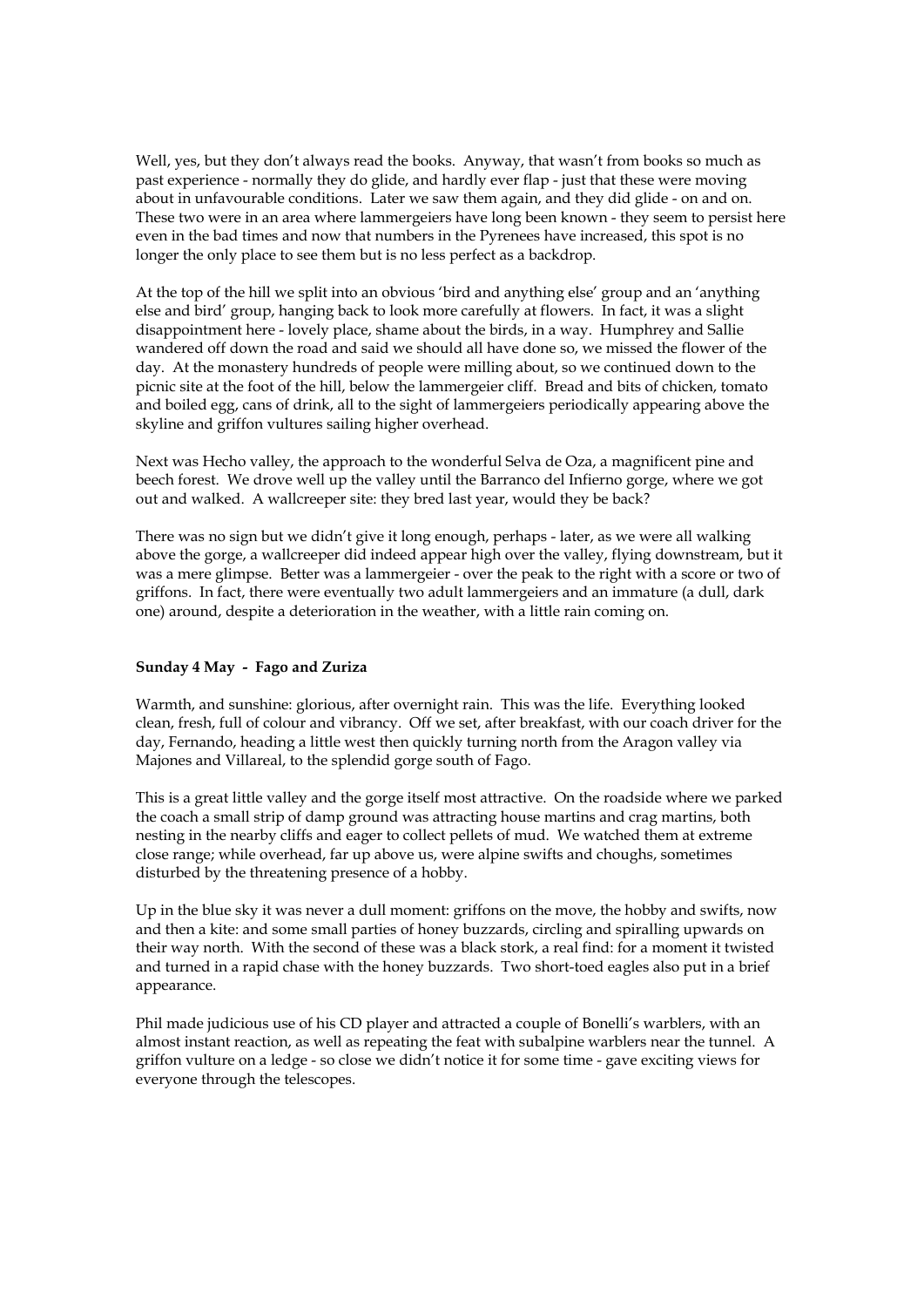Well, yes, but they don't always read the books. Anyway, that wasn't from books so much as past experience - normally they do glide, and hardly ever flap - just that these were moving about in unfavourable conditions. Later we saw them again, and they did glide - on and on. These two were in an area where lammergeiers have long been known - they seem to persist here even in the bad times and now that numbers in the Pyrenees have increased, this spot is no longer the only place to see them but is no less perfect as a backdrop.

At the top of the hill we split into an obvious 'bird and anything else' group and an 'anything else and bird' group, hanging back to look more carefully at flowers. In fact, it was a slight disappointment here - lovely place, shame about the birds, in a way. Humphrey and Sallie wandered off down the road and said we should all have done so, we missed the flower of the day. At the monastery hundreds of people were milling about, so we continued down to the picnic site at the foot of the hill, below the lammergeier cliff. Bread and bits of chicken, tomato and boiled egg, cans of drink, all to the sight of lammergeiers periodically appearing above the skyline and griffon vultures sailing higher overhead.

Next was Hecho valley, the approach to the wonderful Selva de Oza, a magnificent pine and beech forest. We drove well up the valley until the Barranco del Infierno gorge, where we got out and walked. A wallcreeper site: they bred last year, would they be back?

There was no sign but we didn't give it long enough, perhaps - later, as we were all walking above the gorge, a wallcreeper did indeed appear high over the valley, flying downstream, but it was a mere glimpse. Better was a lammergeier - over the peak to the right with a score or two of griffons. In fact, there were eventually two adult lammergeiers and an immature (a dull, dark one) around, despite a deterioration in the weather, with a little rain coming on.

**Sunday 4 May - Fago and Zuriza**

Warmth, and sunshine: glorious, after overnight rain. This was the life. Everything looked clean, fresh, full of colour and vibrancy. Off we set, after breakfast, with our coach driver for the day, Fernando, heading a little west then quickly turning north from the Aragon valley via Majones and Villareal, to the splendid gorge south of Fago.

This is a great little valley and the gorge itself most attractive. On the roadside where we parked the coach a small strip of damp ground was attracting house martins and crag martins, both nesting in the nearby cliffs and eager to collect pellets of mud. We watched them at extreme close range; while overhead, far up above us, were alpine swifts and choughs, sometimes disturbed by the threatening presence of a hobby.

Up in the blue sky it was never a dull moment: griffons on the move, the hobby and swifts, now and then a kite: and some small parties of honey buzzards, circling and spiralling upwards on their way north. With the second of these was a black stork, a real find: for a moment it twisted and turned in a rapid chase with the honey buzzards. Two short-toed eagles also put in a brief appearance.

Phil made judicious use of his CD player and attracted a couple of Bonelli's warblers, with an almost instant reaction, as well as repeating the feat with subalpine warblers near the tunnel. A griffon vulture on a ledge - so close we didn't notice it for some time - gave exciting views for everyone through the telescopes.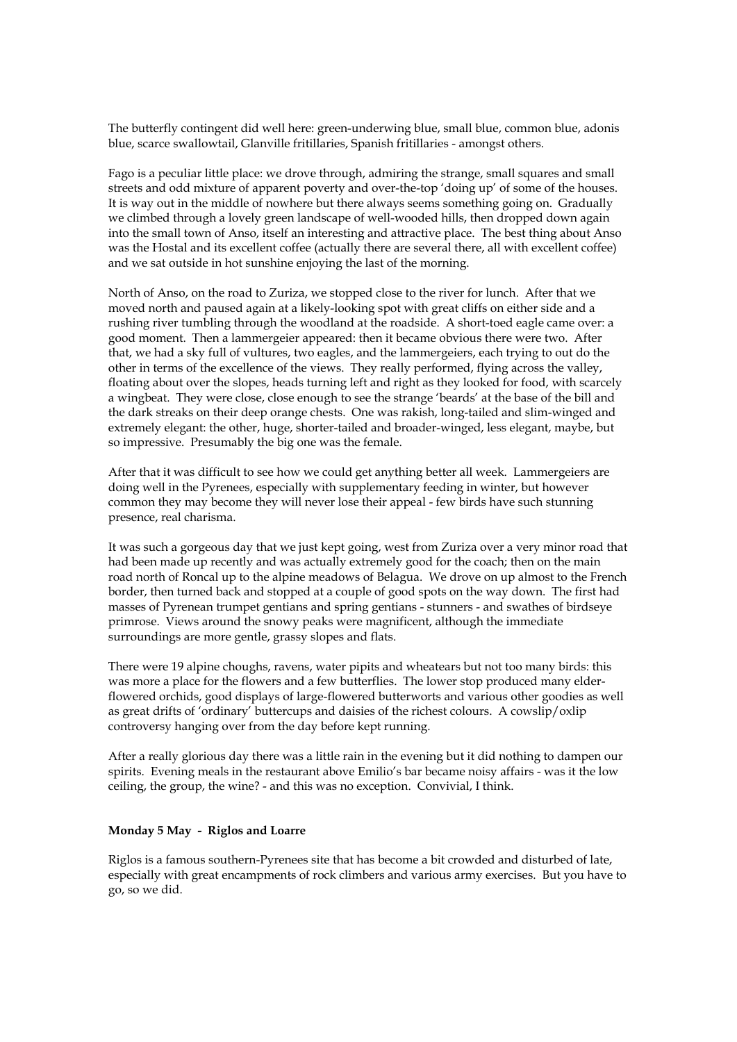The butterfly contingent did well here: green-underwing blue, small blue, common blue, adonis blue, scarce swallowtail, Glanville fritillaries, Spanish fritillaries - amongst others.

Fago is a peculiar little place: we drove through, admiring the strange, small squares and small streets and odd mixture of apparent poverty and over-the-top 'doing up' of some of the houses. It is way out in the middle of nowhere but there always seems something going on. Gradually we climbed through a lovely green landscape of well-wooded hills, then dropped down again into the small town of Anso, itself an interesting and attractive place. The best thing about Anso was the Hostal and its excellent coffee (actually there are several there, all with excellent coffee) and we sat outside in hot sunshine enjoying the last of the morning.

North of Anso, on the road to Zuriza, we stopped close to the river for lunch. After that we moved north and paused again at a likely-looking spot with great cliffs on either side and a rushing river tumbling through the woodland at the roadside. A short-toed eagle came over: a good moment. Then a lammergeier appeared: then it became obvious there were two. After that, we had a sky full of vultures, two eagles, and the lammergeiers, each trying to out do the other in terms of the excellence of the views. They really performed, flying across the valley, floating about over the slopes, heads turning left and right as they looked for food, with scarcely a wingbeat. They were close, close enough to see the strange 'beards' at the base of the bill and the dark streaks on their deep orange chests. One was rakish, long-tailed and slim-winged and extremely elegant: the other, huge, shorter-tailed and broader-winged, less elegant, maybe, but so impressive. Presumably the big one was the female.

After that it was difficult to see how we could get anything better all week. Lammergeiers are doing well in the Pyrenees, especially with supplementary feeding in winter, but however common they may become they will never lose their appeal - few birds have such stunning presence, real charisma.

It was such a gorgeous day that we just kept going, west from Zuriza over a very minor road that had been made up recently and was actually extremely good for the coach; then on the main road north of Roncal up to the alpine meadows of Belagua. We drove on up almost to the French border, then turned back and stopped at a couple of good spots on the way down. The first had masses of Pyrenean trumpet gentians and spring gentians - stunners - and swathes of birdseye primrose. Views around the snowy peaks were magnificent, although the immediate surroundings are more gentle, grassy slopes and flats.

There were 19 alpine choughs, ravens, water pipits and wheatears but not too many birds: this was more a place for the flowers and a few butterflies. The lower stop produced many elder-flowered orchids, good displays of large-flowered butterworts and various other goodies as well as great drifts of 'ordinary' buttercups and daisies of the richest colours. A cowslip/oxlip controversy hanging over from the day before kept running.

After a really glorious day there was a little rain in the evening but it did nothing to dampen our spirits. Evening meals in the restaurant above Emilio's bar became noisy affairs - was it the low ceiling, the group, the wine? - and this was no exception. Convivial, I think.

**Monday 5 May - Riglos and Loarre**

Riglos is a famous southern-Pyrenees site that has become a bit crowded and disturbed of late, especially with great encampments of rock climbers and various army exercises. But you have to go, so we did.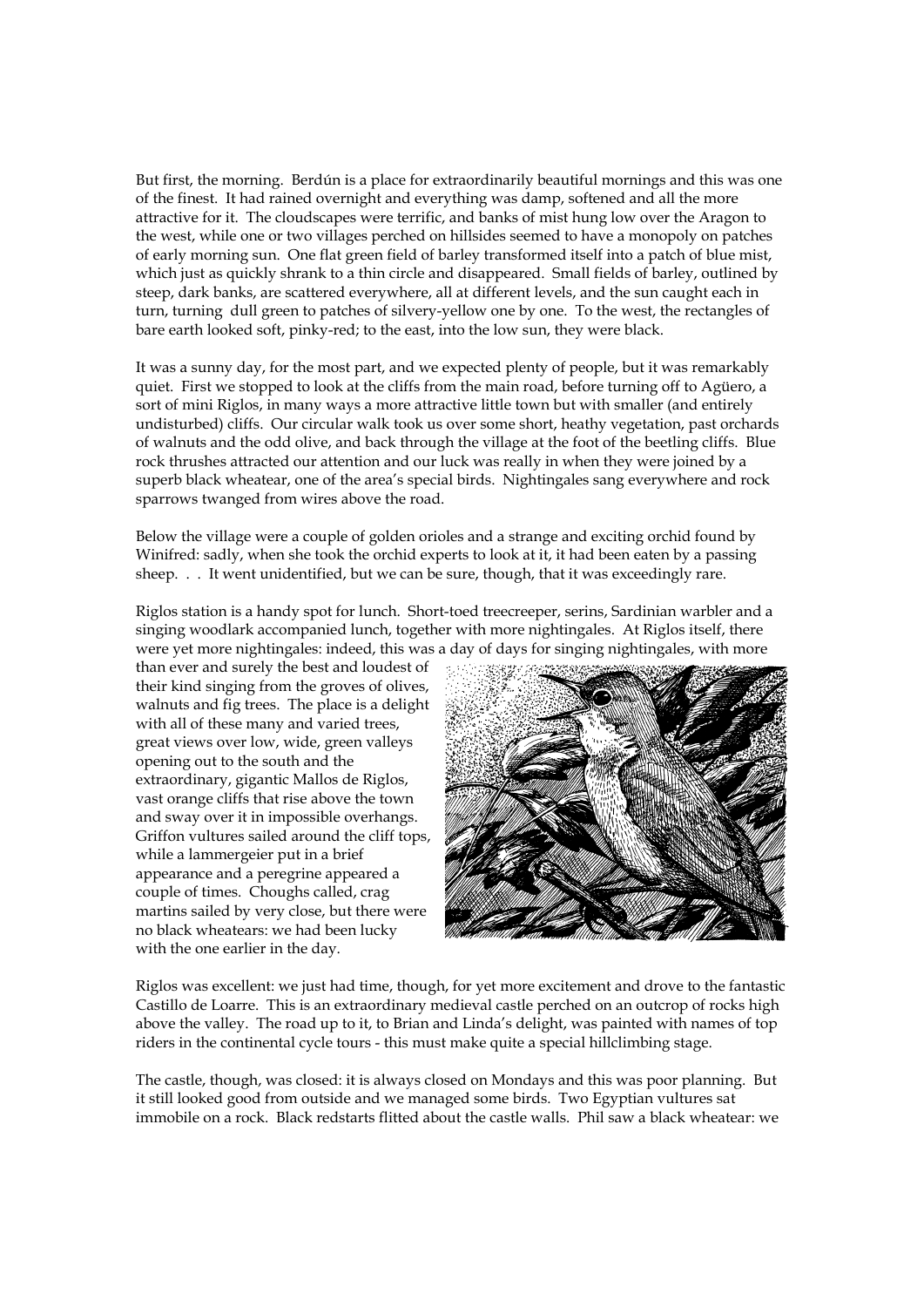But first, the morning. Berdún is a place for extraordinarily beautiful mornings and this was one of the finest. It had rained overnight and everything was damp, softened and all the more attractive for it. The cloudscapes were terrific, and banks of mist hung low over the Aragon to the west, while one or two villages perched on hillsides seemed to have a monopoly on patches of early morning sun. One flat green field of barley transformed itself into a patch of blue mist, which just as quickly shrank to a thin circle and disappeared. Small fields of barley, outlined by steep, dark banks, are scattered everywhere, all at different levels, and the sun caught each in turn, turning dull green to patches of silvery-yellow one by one. To the west, the rectangles of bare earth looked soft, pinky-red; to the east, into the low sun, they were black.

It was a sunny day, for the most part, and we expected plenty of people, but it was remarkably quiet. First we stopped to look at the cliffs from the main road, before turning off to Agüero, a sort of mini Riglos, in many ways a more attractive little town but with smaller (and entirely undisturbed) cliffs. Our circular walk took us over some short, heathy vegetation, past orchards of walnuts and the odd olive, and back through the village at the foot of the beetling cliffs. Blue rock thrushes attracted our attention and our luck was really in when they were joined by a superb black wheatear, one of the area's special birds. Nightingales sang everywhere and rock sparrows twanged from wires above the road.

Below the village were a couple of golden orioles and a strange and exciting orchid found by Winifred: sadly, when she took the orchid experts to look at it, it had been eaten by a passing sheep. . . It went unidentified, but we can be sure, though, that it was exceedingly rare.

Riglos station is a handy spot for lunch. Short-toed treecreeper, serins, Sardinian warbler and a singing woodlark accompanied lunch, together with more nightingales. At Riglos itself, there were yet more nightingales: indeed, this was a day of days for singing nightingales, with more than ever and surely the best and loudest of their kind singing from the groves of olives, walnuts and fig trees. The place is a delight with all of these many and varied trees, great views over low, wide, green valleys opening out to the south and the extraordinary, gigantic Mallos de Riglos, vast orange cliffs that rise above the town and sway over it in impossible overhangs. Griffon vultures sailed around the cliff tops, while a lammergeier put in a brief appearance and a peregrine appeared a couple of times. Choughs called, crag martins sailed by very close, but there were no black wheatears: we had been lucky with the one earlier in the day.

Riglos was excellent: we just had time, though, for yet more excitement and drove to the fantastic Castillo de Loarre. This is an extraordinary medieval castle perched on an outcrop of rocks high above the valley. The road up to it, to Brian and Linda's delight, was painted with names of top riders in the continental cycle tours - this must make quite a special hillclimbing stage.

The castle, though, was closed: it is always closed on Mondays and this was poor planning. But it still looked good from outside and we managed some birds. Two Egyptian vultures sat immobile on a rock. Black redstarts flitted about the castle walls. Phil saw a black wheatear: we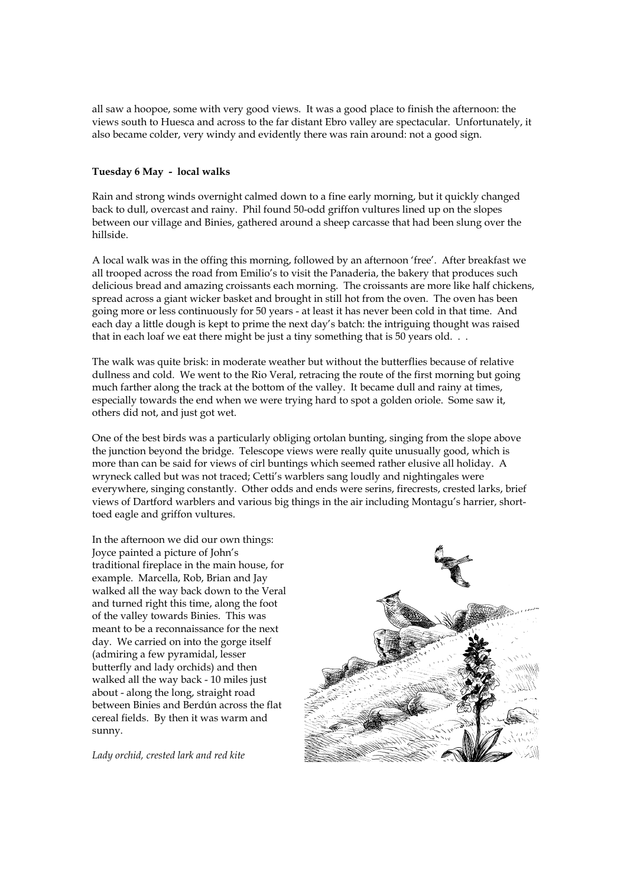all saw a hoopoe, some with very good views. It was a good place to finish the afternoon: the views south to Huesca and across to the far distant Ebro valley are spectacular. Unfortunately, it also became colder, very windy and evidently there was rain around: not a good sign.

**Tuesday 6 May - local walks**

Rain and strong winds overnight calmed down to a fine early morning, but it quickly changed back to dull, overcast and rainy. Phil found 50-odd griffon vultures lined up on the slopes between our village and Binies, gathered around a sheep carcasse that had been slung over the hillside.

A local walk was in the offing this morning, followed by an afternoon 'free'. After breakfast we all trooped across the road from Emilio's to visit the Panaderia, the bakery that produces such delicious bread and amazing croissants each morning. The croissants are more like half chickens, spread across a giant wicker basket and brought in still hot from the oven. The oven has been going more or less continuously for 50 years - at least it has never been cold in that time. And each day a little dough is kept to prime the next day's batch: the intriguing thought was raised that in each loaf we eat there might be just a tiny something that is 50 years old. . .

The walk was quite brisk: in moderate weather but without the butterflies because of relative dullness and cold. We went to the Rio Veral, retracing the route of the first morning but going much farther along the track at the bottom of the valley. It became dull and rainy at times, especially towards the end when we were trying hard to spot a golden oriole. Some saw it, others did not, and just got wet.

One of the best birds was a particularly obliging ortolan bunting, singing from the slope above the junction beyond the bridge. Telescope views were really quite unusually good, which is more than can be said for views of cirl buntings which seemed rather elusive all holiday. A wryneck called but was not traced; Cetti's warblers sang loudly and nightingales were everywhere, singing constantly. Other odds and ends were serins, firecrests, crested larks, brief views of Dartford warblers and various big things in the air including Montagu's harrier, short-toed eagle and griffon vultures.

In the afternoon we did our own things: Joyce painted a picture of John's traditional fireplace in the main house, for example. Marcella, Rob, Brian and Jay walked all the way back down to the Veral and turned right this time, along the foot of the valley towards Binies. This was meant to be a reconnaissance for the next day. We carried on into the gorge itself (admiring a few pyramidal, lesser butterfly and lady orchids) and then walked all the way back - 10 miles just about - along the long, straight road between Binies and Berdún across the flat cereal fields. By then it was warm and sunny.

*Lady orchid, crested lark and red kite*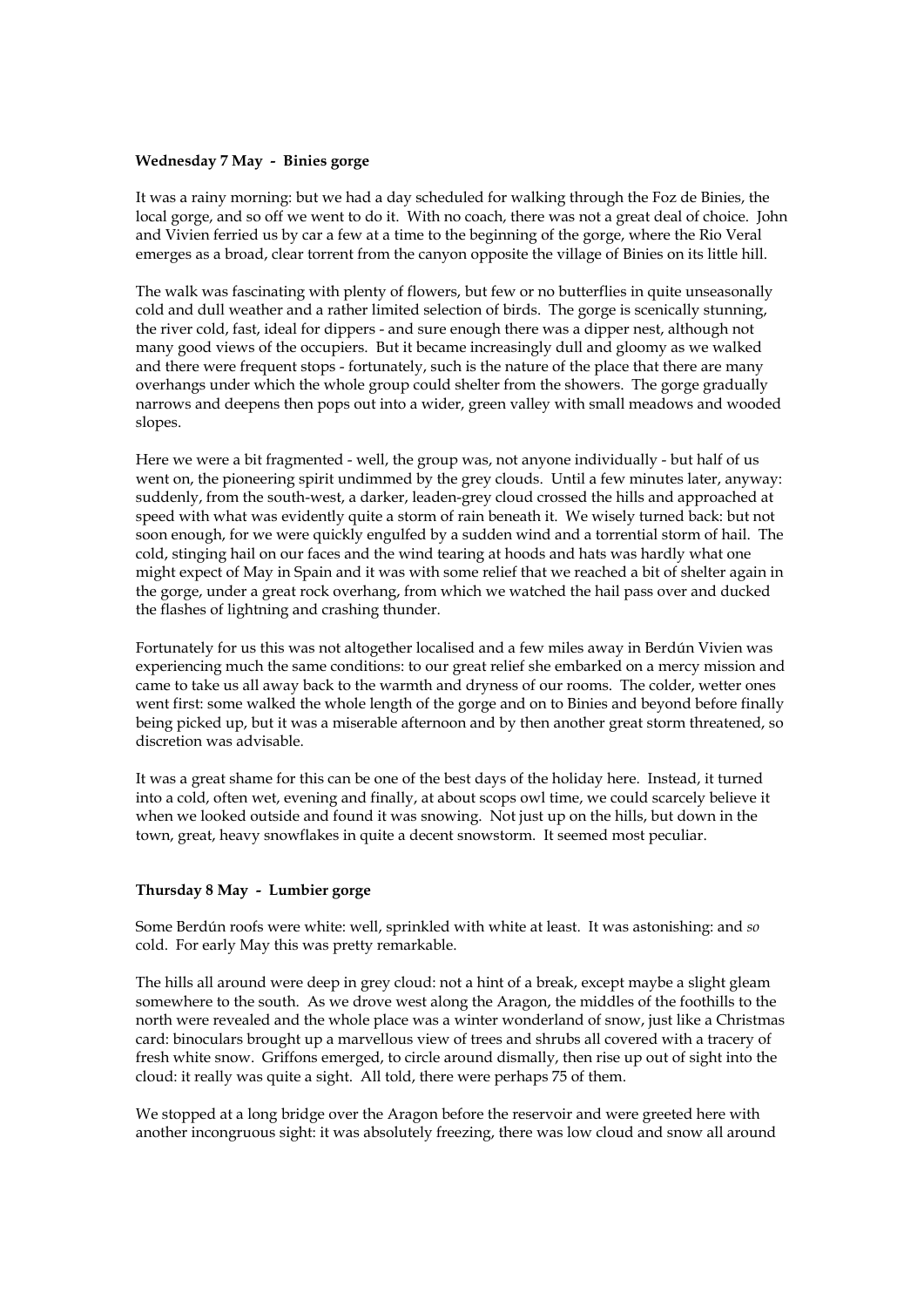**Wednesday 7 May - Binies gorge**

It was a rainy morning: but we had a day scheduled for walking through the Foz de Binies, the local gorge, and so off we went to do it. With no coach, there was not a great deal of choice. John and Vivien ferried us by car a few at a time to the beginning of the gorge, where the Rio Veral emerges as a broad, clear torrent from the canyon opposite the village of Binies on its little hill.

The walk was fascinating with plenty of flowers, but few or no butterflies in quite unseasonally cold and dull weather and a rather limited selection of birds. The gorge is scenically stunning, the river cold, fast, ideal for dippers - and sure enough there was a dipper nest, although not many good views of the occupiers. But it became increasingly dull and gloomy as we walked and there were frequent stops - fortunately, such is the nature of the place that there are many overhangs under which the whole group could shelter from the showers. The gorge gradually narrows and deepens then pops out into a wider, green valley with small meadows and wooded slopes.

Here we were a bit fragmented - well, the group was, not anyone individually - but half of us went on, the pioneering spirit undimmed by the grey clouds. Until a few minutes later, anyway: suddenly, from the south-west, a darker, leaden-grey cloud crossed the hills and approached at speed with what was evidently quite a storm of rain beneath it. We wisely turned back: but not soon enough, for we were quickly engulfed by a sudden wind and a torrential storm of hail. The cold, stinging hail on our faces and the wind tearing at hoods and hats was hardly what one might expect of May in Spain and it was with some relief that we reached a bit of shelter again in the gorge, under a great rock overhang, from which we watched the hail pass over and ducked the flashes of lightning and crashing thunder.

Fortunately for us this was not altogether localised and a few miles away in Berdún Vivien was experiencing much the same conditions: to our great relief she embarked on a mercy mission and came to take us all away back to the warmth and dryness of our rooms. The colder, wetter ones went first: some walked the whole length of the gorge and on to Binies and beyond before finally being picked up, but it was a miserable afternoon and by then another great storm threatened, so discretion was advisable.

It was a great shame for this can be one of the best days of the holiday here. Instead, it turned into a cold, often wet, evening and finally, at about scops owl time, we could scarcely believe it when we looked outside and found it was snowing. Not just up on the hills, but down in the town, great, heavy snowflakes in quite a decent snowstorm. It seemed most peculiar.

**Thursday 8 May - Lumbier gorge**

Some Berdún roofs were white: well, sprinkled with white at least. It was astonishing: and *so* cold. For early May this was pretty remarkable.

The hills all around were deep in grey cloud: not a hint of a break, except maybe a slight gleam somewhere to the south. As we drove west along the Aragon, the middles of the foothills to the north were revealed and the whole place was a winter wonderland of snow, just like a Christmas card: binoculars brought up a marvellous view of trees and shrubs all covered with a tracery of fresh white snow. Griffons emerged, to circle around dismally, then rise up out of sight into the cloud: it really was quite a sight. All told, there were perhaps 75 of them.

We stopped at a long bridge over the Aragon before the reservoir and were greeted here with another incongruous sight: it was absolutely freezing, there was low cloud and snow all around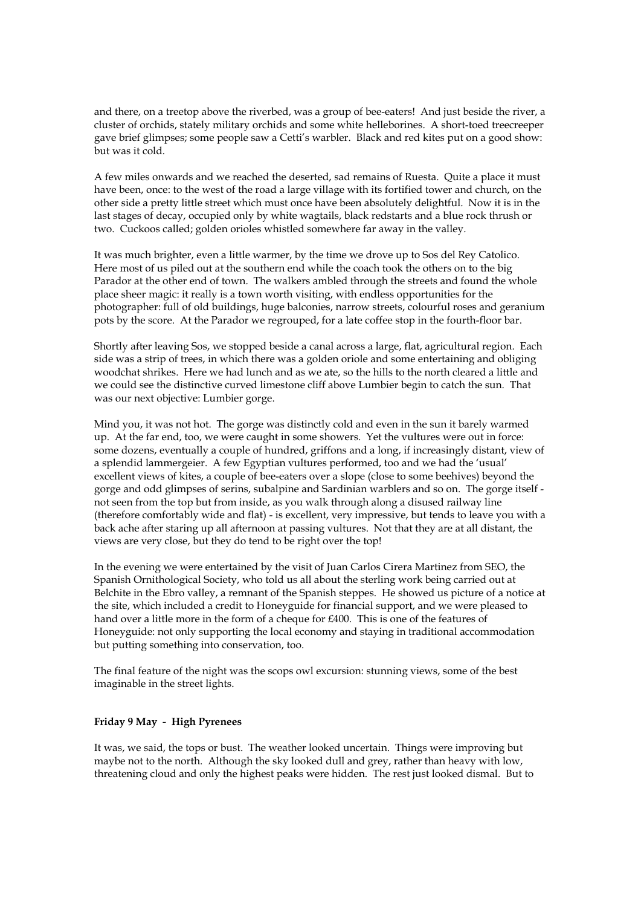and there, on a treetop above the riverbed, was a group of bee-eaters! And just beside the river, a cluster of orchids, stately military orchids and some white helleborines. A short-toed treecreeper gave brief glimpses; some people saw a Cetti's warbler. Black and red kites put on a good show: but was it cold.

A few miles onwards and we reached the deserted, sad remains of Ruesta. Quite a place it must have been, once: to the west of the road a large village with its fortified tower and church, on the other side a pretty little street which must once have been absolutely delightful. Now it is in the last stages of decay, occupied only by white wagtails, black redstarts and a blue rock thrush or two. Cuckoos called; golden orioles whistled somewhere far away in the valley.

It was much brighter, even a little warmer, by the time we drove up to Sos del Rey Catolico. Here most of us piled out at the southern end while the coach took the others on to the big Parador at the other end of town. The walkers ambled through the streets and found the whole place sheer magic: it really is a town worth visiting, with endless opportunities for the photographer: full of old buildings, huge balconies, narrow streets, colourful roses and geranium pots by the score. At the Parador we regrouped, for a late coffee stop in the fourth-floor bar.

Shortly after leaving Sos, we stopped beside a canal across a large, flat, agricultural region. Each side was a strip of trees, in which there was a golden oriole and some entertaining and obliging woodchat shrikes. Here we had lunch and as we ate, so the hills to the north cleared a little and we could see the distinctive curved limestone cliff above Lumbier begin to catch the sun. That was our next objective: Lumbier gorge.

Mind you, it was not hot. The gorge was distinctly cold and even in the sun it barely warmed up. At the far end, too, we were caught in some showers. Yet the vultures were out in force: some dozens, eventually a couple of hundred, griffons and a long, if increasingly distant, view of a splendid lammergeier. A few Egyptian vultures performed, too and we had the 'usual' excellent views of kites, a couple of bee-eaters over a slope (close to some beehives) beyond the gorge and odd glimpses of serins, subalpine and Sardinian warblers and so on. The gorge itself - not seen from the top but from inside, as you walk through along a disused railway line (therefore comfortably wide and flat) - is excellent, very impressive, but tends to leave you with a back ache after staring up all afternoon at passing vultures. Not that they are at all distant, the views are very close, but they do tend to be right over the top!

In the evening we were entertained by the visit of Juan Carlos Cirera Martinez from SEO, the Spanish Ornithological Society, who told us all about the sterling work being carried out at Belchite in the Ebro valley, a remnant of the Spanish steppes. He showed us picture of a notice at the site, which included a credit to Honeyguide for financial support, and we were pleased to hand over a little more in the form of a cheque for £400. This is one of the features of Honeyguide: not only supporting the local economy and staying in traditional accommodation but putting something into conservation, too.

The final feature of the night was the scops owl excursion: stunning views, some of the best imaginable in the street lights.

**Friday 9 May - High Pyrenees**

It was, we said, the tops or bust. The weather looked uncertain. Things were improving but maybe not to the north. Although the sky looked dull and grey, rather than heavy with low, threatening cloud and only the highest peaks were hidden. The rest just looked dismal. But to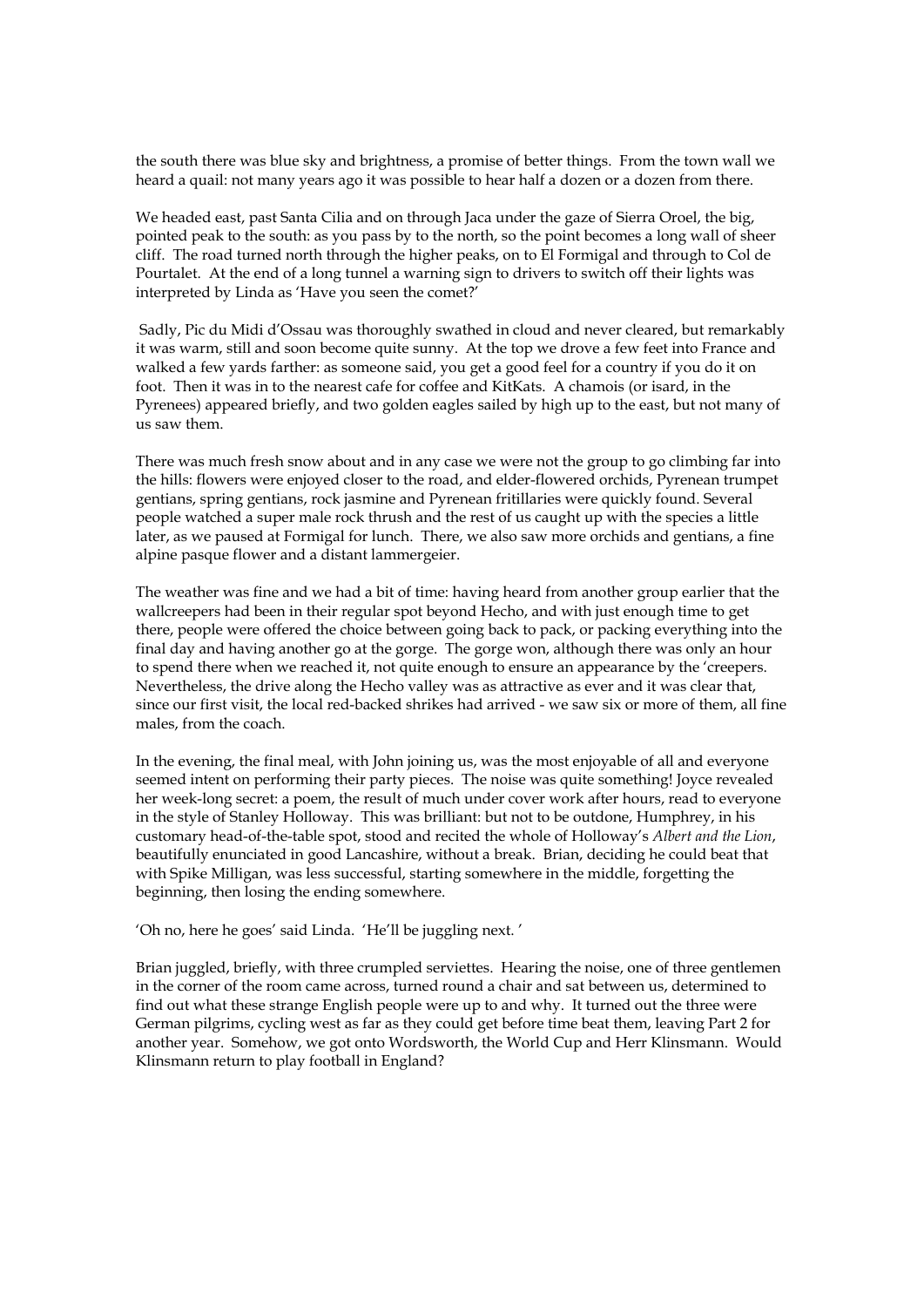the south there was blue sky and brightness, a promise of better things. From the town wall we heard a quail: not many years ago it was possible to hear half a dozen or a dozen from there.

We headed east, past Santa Cilia and on through Jaca under the gaze of Sierra Oroel, the big, pointed peak to the south: as you pass by to the north, so the point becomes a long wall of sheer cliff. The road turned north through the higher peaks, on to El Formigal and through to Col de Pourtalet. At the end of a long tunnel a warning sign to drivers to switch off their lights was interpreted by Linda as 'Have you seen the comet?'

Sadly, Pic du Midi d'Ossau was thoroughly swathed in cloud and never cleared, but remarkably it was warm, still and soon become quite sunny. At the top we drove a few feet into France and walked a few yards farther: as someone said, you get a good feel for a country if you do it on foot. Then it was in to the nearest cafe for coffee and KitKats. A chamois (or isard, in the Pyrenees) appeared briefly, and two golden eagles sailed by high up to the east, but not many of us saw them.

There was much fresh snow about and in any case we were not the group to go climbing far into the hills: flowers were enjoyed closer to the road, and elder-flowered orchids, Pyrenean trumpet gentians, spring gentians, rock jasmine and Pyrenean fritillaries were quickly found. Several people watched a super male rock thrush and the rest of us caught up with the species a little later, as we paused at Formigal for lunch. There, we also saw more orchids and gentians, a fine alpine pasque flower and a distant lammergeier.

The weather was fine and we had a bit of time: having heard from another group earlier that the wallcreepers had been in their regular spot beyond Hecho, and with just enough time to get there, people were offered the choice between going back to pack, or packing everything into the final day and having another go at the gorge. The gorge won, although there was only an hour to spend there when we reached it, not quite enough to ensure an appearance by the 'creepers. Nevertheless, the drive along the Hecho valley was as attractive as ever and it was clear that, since our first visit, the local red-backed shrikes had arrived - we saw six or more of them, all fine males, from the coach.

In the evening, the final meal, with John joining us, was the most enjoyable of all and everyone seemed intent on performing their party pieces. The noise was quite something! Joyce revealed her week-long secret: a poem, the result of much under cover work after hours, read to everyone in the style of Stanley Holloway. This was brilliant: but not to be outdone, Humphrey, in his customary head-of-the-table spot, stood and recited the whole of Holloway's *Albert and the Lion*, beautifully enunciated in good Lancashire, without a break. Brian, deciding he could beat that with Spike Milligan, was less successful, starting somewhere in the middle, forgetting the beginning, then losing the ending somewhere.

'Oh no, here he goes' said Linda. 'He'll be juggling next. '

Brian juggled, briefly, with three crumpled serviettes. Hearing the noise, one of three gentlemen in the corner of the room came across, turned round a chair and sat between us, determined to find out what these strange English people were up to and why. It turned out the three were German pilgrims, cycling west as far as they could get before time beat them, leaving Part 2 for another year. Somehow, we got onto Wordsworth, the World Cup and Herr Klinsmann. Would Klinsmann return to play football in England?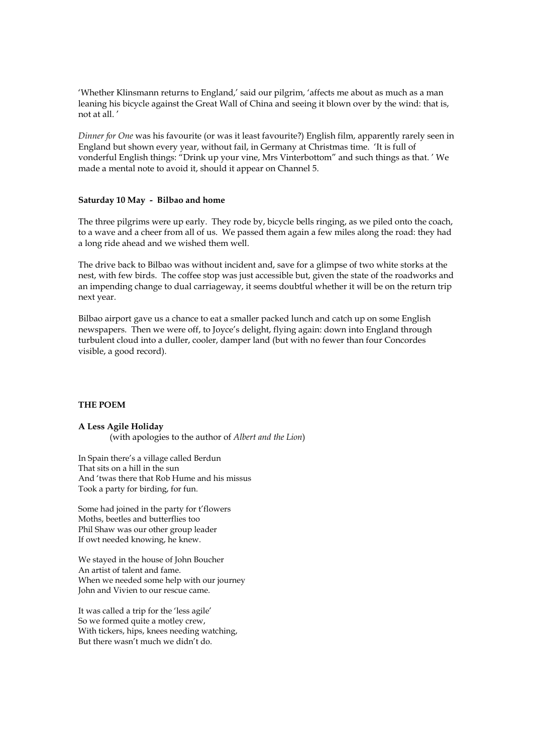'Whether Klinsmann returns to England,' said our pilgrim, 'affects me about as much as a man leaning his bicycle against the Great Wall of China and seeing it blown over by the wind: that is, not at all. '

*Dinner for One* was his favourite (or was it least favourite?) English film, apparently rarely seen in England but shown every year, without fail, in Germany at Christmas time. 'It is full of vonderful English things: "Drink up your vine, Mrs Vinterbottom" and such things as that. ' We made a mental note to avoid it, should it appear on Channel 5.

**Saturday 10 May - Bilbao and home**

The three pilgrims were up early. They rode by, bicycle bells ringing, as we piled onto the coach, to a wave and a cheer from all of us. We passed them again a few miles along the road: they had a long ride ahead and we wished them well.

The drive back to Bilbao was without incident and, save for a glimpse of two white storks at the nest, with few birds. The coffee stop was just accessible but, given the state of the roadworks and an impending change to dual carriageway, it seems doubtful whether it will be on the return trip next year.

Bilbao airport gave us a chance to eat a smaller packed lunch and catch up on some English newspapers. Then we were off, to Joyce's delight, flying again: down into England through turbulent cloud into a duller, cooler, damper land (but with no fewer than four Concordes visible, a good record).

**THE POEM**

**A Less Agile Holiday**
(with apologies to the author of *Albert and the Lion*)

In Spain there's a village called Berdun
That sits on a hill in the sun
And 'twas there that Rob Hume and his missus
Took a party for birding, for fun.

Some had joined in the party for t'flowers
Moths, beetles and butterflies too
Phil Shaw was our other group leader
If owt needed knowing, he knew.

We stayed in the house of John Boucher
An artist of talent and fame.
When we needed some help with our journey
John and Vivien to our rescue came.

It was called a trip for the 'less agile'
So we formed quite a motley crew,
With tickers, hips, knees needing watching,
But there wasn't much we didn't do.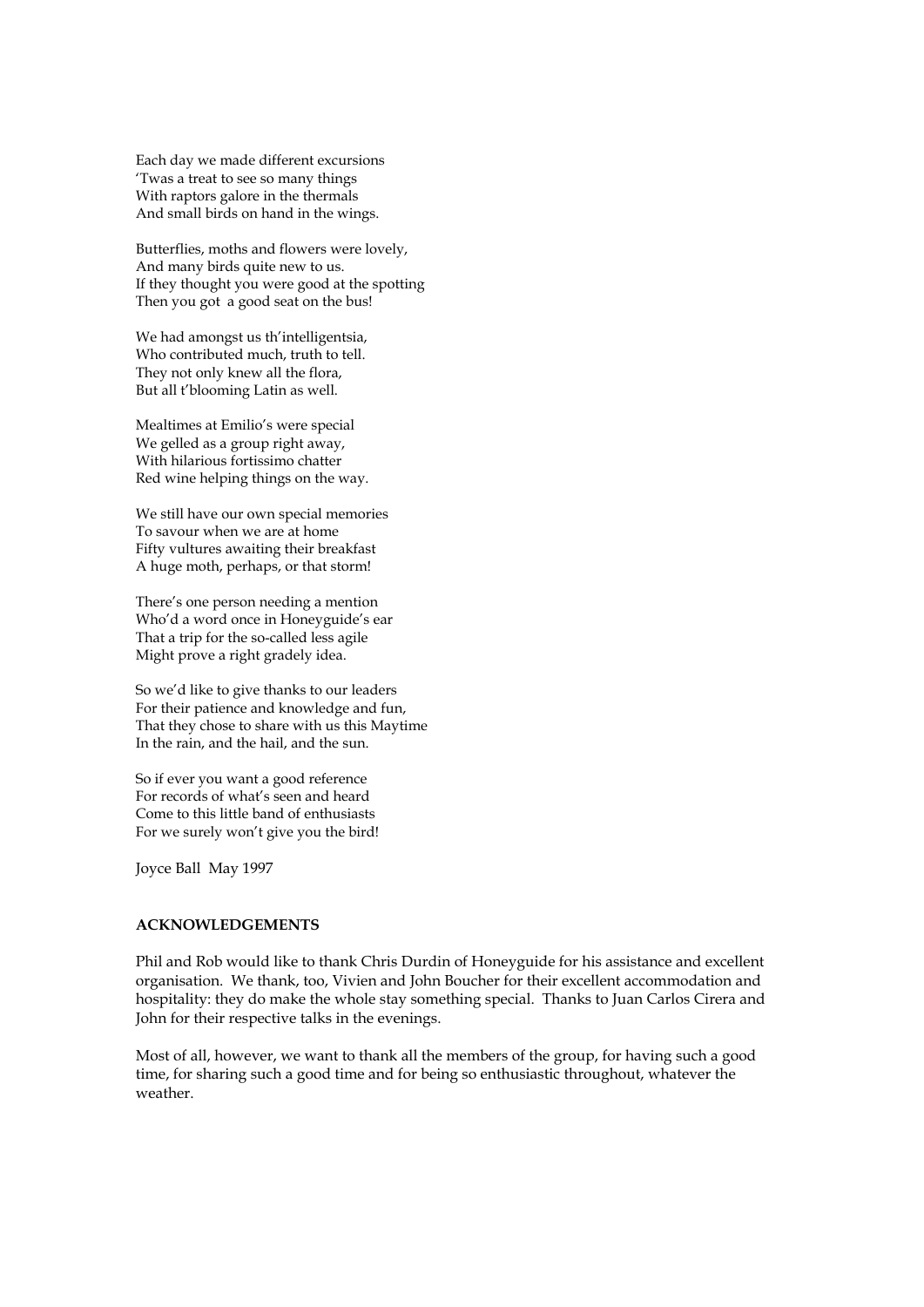Each day we made different excursions  
'Twas a treat to see so many things  
With raptors galore in the thermals  
And small birds on hand in the wings.

Butterflies, moths and flowers were lovely,  
And many birds quite new to us.  
If they thought you were good at the spotting  
Then you got a good seat on the bus!

We had amongst us th'intelligentsia,  
Who contributed much, truth to tell.  
They not only knew all the flora,  
But all t'blooming Latin as well.

Mealtimes at Emilio's were special  
We gelled as a group right away,  
With hilarious fortissimo chatter  
Red wine helping things on the way.

We still have our own special memories  
To savour when we are at home  
Fifty vultures awaiting their breakfast  
A huge moth, perhaps, or that storm!

There's one person needing a mention  
Who'd a word once in Honeyguide's ear  
That a trip for the so-called less agile  
Might prove a right gradely idea.

So we'd like to give thanks to our leaders  
For their patience and knowledge and fun,  
That they chose to share with us this Maytime  
In the rain, and the hail, and the sun.

So if ever you want a good reference  
For records of what's seen and heard  
Come to this little band of enthusiasts  
For we surely won't give you the bird!

Joyce Ball May 1997

**ACKNOWLEDGEMENTS**

Phil and Rob would like to thank Chris Durdin of Honeyguide for his assistance and excellent organisation. We thank, too, Vivien and John Boucher for their excellent accommodation and hospitality: they do make the whole stay something special. Thanks to Juan Carlos Cirera and John for their respective talks in the evenings.

Most of all, however, we want to thank all the members of the group, for having such a good time, for sharing such a good time and for being so enthusiastic throughout, whatever the weather.